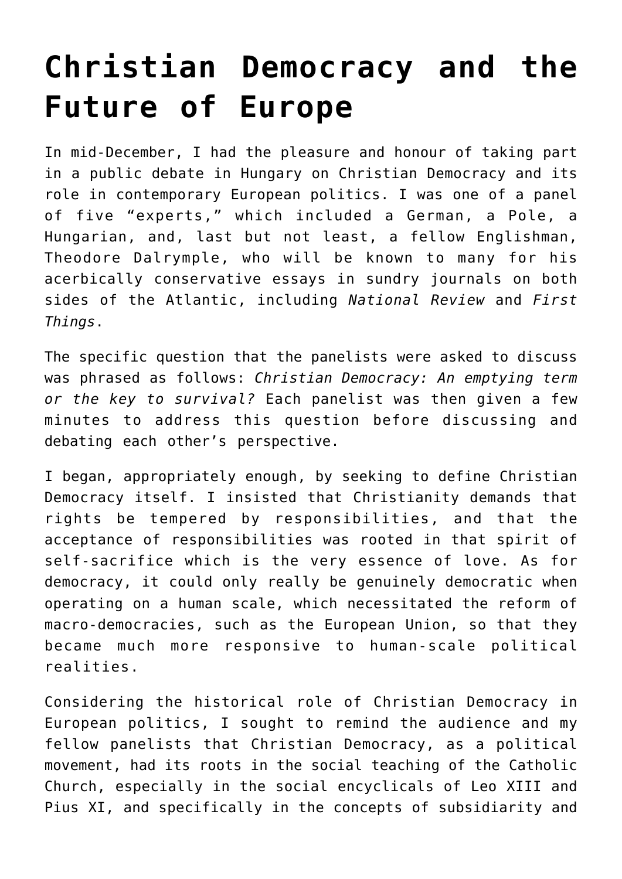# Christian Democracy and the Future of Europe

In mid-December, I had the pleasure and honour of taking part in a public debate in Hungary on Christian Democracy and its role in contemporary European politics. I was one of a panel of five "experts," which included a German, a Pole, a Hungarian, and, last but not least, a fellow Englishman, Theodore Dalrymple, who will be known to many for his acerbically conservative essays in sundry journals on both sides of the Atlantic, including *National Review* and *First Things*.

The specific question that the panelists were asked to discuss was phrased as follows: *Christian Democracy: An emptying term or the key to survival?* Each panelist was then given a few minutes to address this question before discussing and debating each other's perspective.

I began, appropriately enough, by seeking to define Christian Democracy itself. I insisted that Christianity demands that rights be tempered by responsibilities, and that the acceptance of responsibilities was rooted in that spirit of self-sacrifice which is the very essence of love. As for democracy, it could only really be genuinely democratic when operating on a human scale, which necessitated the reform of macro-democracies, such as the European Union, so that they became much more responsive to human-scale political realities.

Considering the historical role of Christian Democracy in European politics, I sought to remind the audience and my fellow panelists that Christian Democracy, as a political movement, had its roots in the social teaching of the Catholic Church, especially in the social encyclicals of Leo XIII and Pius XI, and specifically in the concepts of subsidiarity and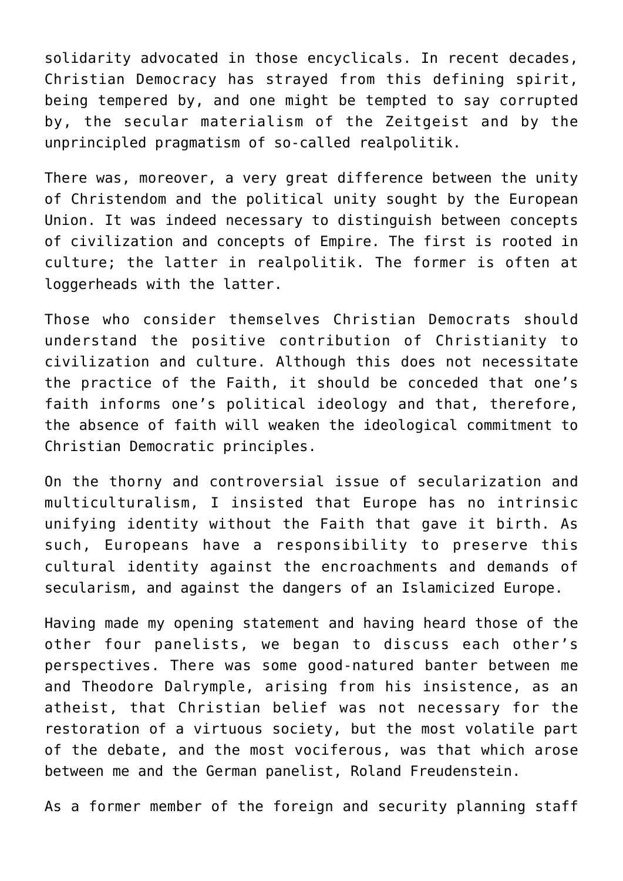solidarity advocated in those encyclicals. In recent decades, Christian Democracy has strayed from this defining spirit, being tempered by, and one might be tempted to say corrupted by, the secular materialism of the Zeitgeist and by the unprincipled pragmatism of so-called realpolitik.

There was, moreover, a very great difference between the unity of Christendom and the political unity sought by the European Union. It was indeed necessary to distinguish between concepts of civilization and concepts of Empire. The first is rooted in culture; the latter in realpolitik. The former is often at loggerheads with the latter.

Those who consider themselves Christian Democrats should understand the positive contribution of Christianity to civilization and culture. Although this does not necessitate the practice of the Faith, it should be conceded that one's faith informs one's political ideology and that, therefore, the absence of faith will weaken the ideological commitment to Christian Democratic principles.

On the thorny and controversial issue of secularization and multiculturalism, I insisted that Europe has no intrinsic unifying identity without the Faith that gave it birth. As such, Europeans have a responsibility to preserve this cultural identity against the encroachments and demands of secularism, and against the dangers of an Islamicized Europe.

Having made my opening statement and having heard those of the other four panelists, we began to discuss each other's perspectives. There was some good-natured banter between me and Theodore Dalrymple, arising from his insistence, as an atheist, that Christian belief was not necessary for the restoration of a virtuous society, but the most volatile part of the debate, and the most vociferous, was that which arose between me and the German panelist, Roland Freudenstein.

As a former member of the foreign and security planning staff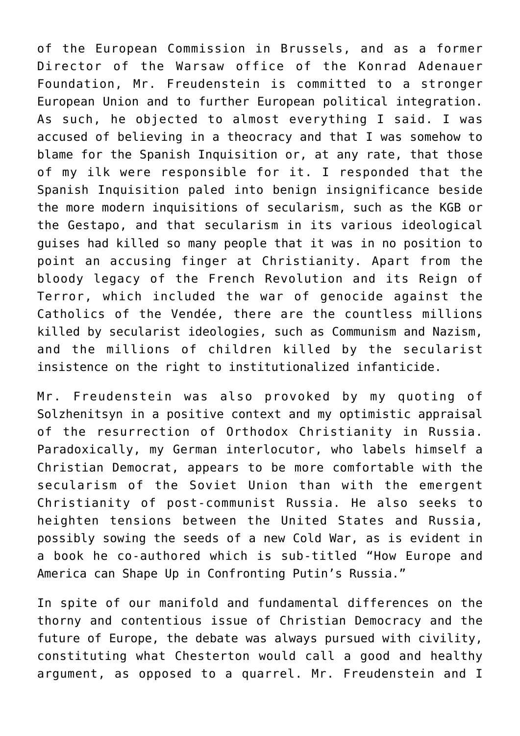of the European Commission in Brussels, and as a former Director of the Warsaw office of the Konrad Adenauer Foundation, Mr. Freudenstein is committed to a stronger European Union and to further European political integration. As such, he objected to almost everything I said. I was accused of believing in a theocracy and that I was somehow to blame for the Spanish Inquisition or, at any rate, that those of my ilk were responsible for it. I responded that the Spanish Inquisition paled into benign insignificance beside the more modern inquisitions of secularism, such as the KGB or the Gestapo, and that secularism in its various ideological guises had killed so many people that it was in no position to point an accusing finger at Christianity. Apart from the bloody legacy of the French Revolution and its Reign of Terror, which included the war of genocide against the Catholics of the Vendée, there are the countless millions killed by secularist ideologies, such as Communism and Nazism, and the millions of children killed by the secularist insistence on the right to institutionalized infanticide.

Mr. Freudenstein was also provoked by my quoting of Solzhenitsyn in a positive context and my optimistic appraisal of the resurrection of Orthodox Christianity in Russia. Paradoxically, my German interlocutor, who labels himself a Christian Democrat, appears to be more comfortable with the secularism of the Soviet Union than with the emergent Christianity of post-communist Russia. He also seeks to heighten tensions between the United States and Russia, possibly sowing the seeds of a new Cold War, as is evident in a book he co-authored which is sub-titled "How Europe and America can Shape Up in Confronting Putin's Russia."

In spite of our manifold and fundamental differences on the thorny and contentious issue of Christian Democracy and the future of Europe, the debate was always pursued with civility, constituting what Chesterton would call a good and healthy argument, as opposed to a quarrel. Mr. Freudenstein and I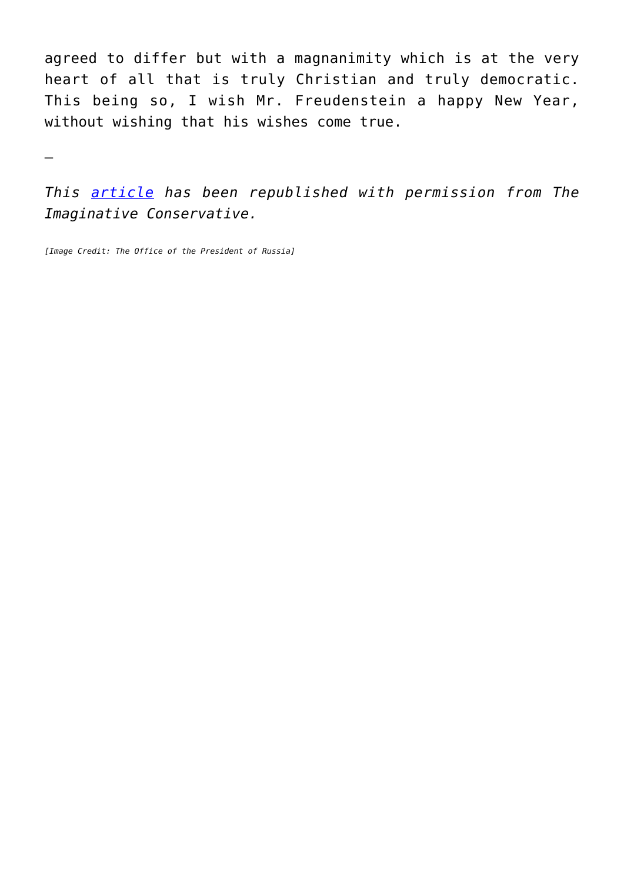agreed to differ but with a magnanimity which is at the very heart of all that is truly Christian and truly democratic. This being so, I wish Mr. Freudenstein a happy New Year, without wishing that his wishes come true.

—

*This article has been republished with permission from The Imaginative Conservative.*

*[Image Credit: The Office of the President of Russia]*